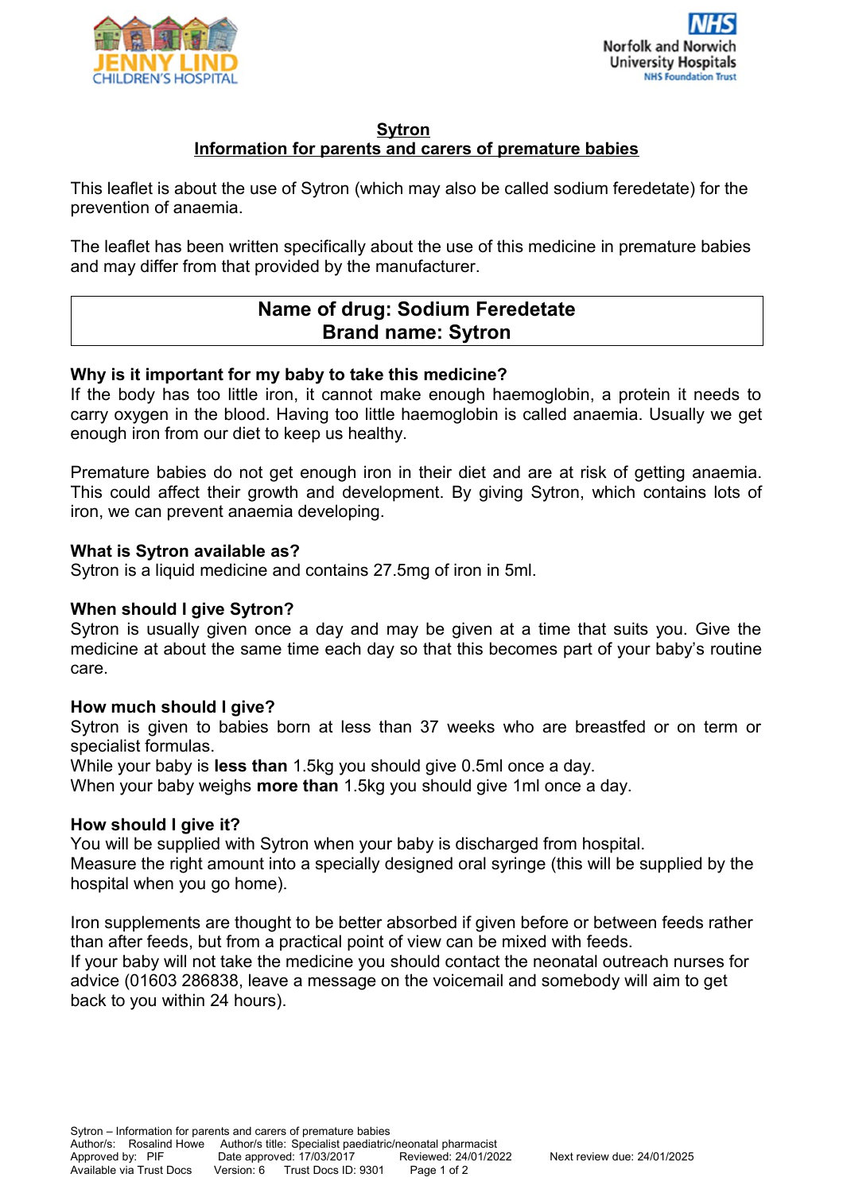# Sytron

## Information for parents and carers of premature babies

This leaflet is about the use of Sytron (which may also be called sodium feredetate) for the prevention of anaemia.

The leaflet has been written specifically about the use of this medicine in premature babies and may differ from that provided by the manufacturer.

| Name of drug: Sodium Feredetate<br>Brand name: Sytron |
|---|

### Why is it important for my baby to take this medicine?

If the body has too little iron, it cannot make enough haemoglobin, a protein it needs to carry oxygen in the blood. Having too little haemoglobin is called anaemia. Usually we get enough iron from our diet to keep us healthy.

Premature babies do not get enough iron in their diet and are at risk of getting anaemia. This could affect their growth and development. By giving Sytron, which contains lots of iron, we can prevent anaemia developing.

### What is Sytron available as?

Sytron is a liquid medicine and contains 27.5mg of iron in 5ml.

### When should I give Sytron?

Sytron is usually given once a day and may be given at a time that suits you. Give the medicine at about the same time each day so that this becomes part of your baby's routine care.

### How much should I give?

Sytron is given to babies born at less than 37 weeks who are breastfed or on term or specialist formulas.

While your baby is **less than** 1.5kg you should give 0.5ml once a day.

When your baby weighs **more than** 1.5kg you should give 1ml once a day.

### How should I give it?

You will be supplied with Sytron when your baby is discharged from hospital.

Measure the right amount into a specially designed oral syringe (this will be supplied by the hospital when you go home).

Iron supplements are thought to be better absorbed if given before or between feeds rather than after feeds, but from a practical point of view can be mixed with feeds.

If your baby will not take the medicine you should contact the neonatal outreach nurses for advice (01603 286838, leave a message on the voicemail and somebody will aim to get back to you within 24 hours).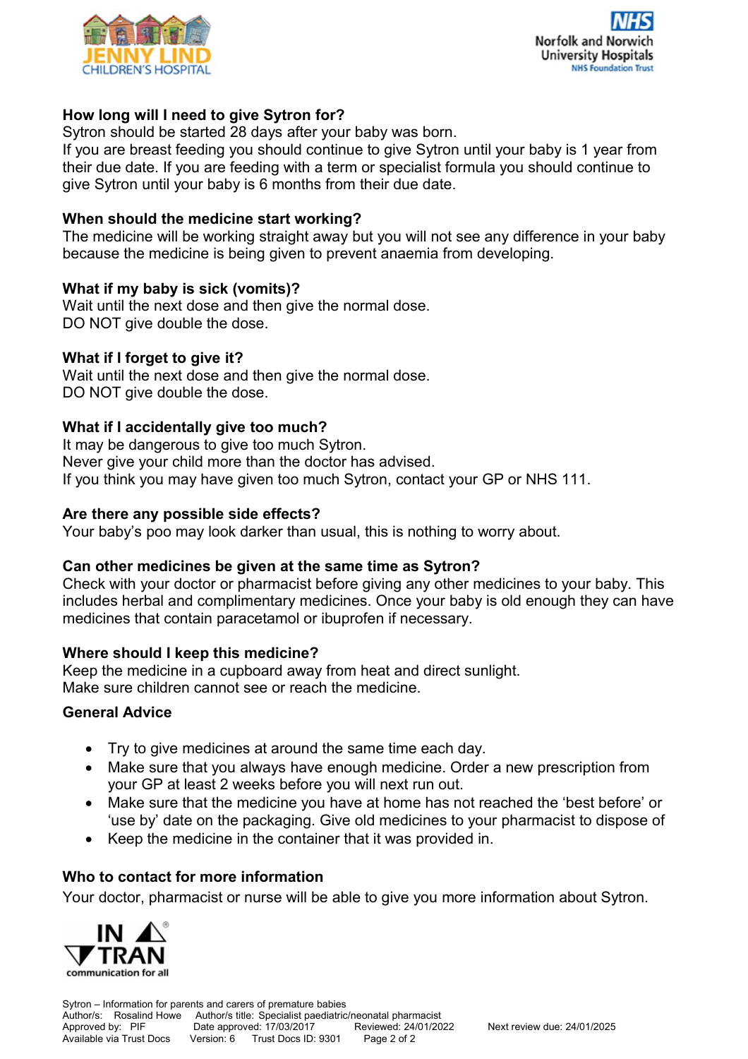### How long will I need to give Sytron for?

Sytron should be started 28 days after your baby was born.
If you are breast feeding you should continue to give Sytron until your baby is 1 year from their due date. If you are feeding with a term or specialist formula you should continue to give Sytron until your baby is 6 months from their due date.

### When should the medicine start working?

The medicine will be working straight away but you will not see any difference in your baby because the medicine is being given to prevent anaemia from developing.

### What if my baby is sick (vomits)?

Wait until the next dose and then give the normal dose.
DO NOT give double the dose.

### What if I forget to give it?

Wait until the next dose and then give the normal dose.
DO NOT give double the dose.

### What if I accidentally give too much?

It may be dangerous to give too much Sytron.
Never give your child more than the doctor has advised.
If you think you may have given too much Sytron, contact your GP or NHS 111.

### Are there any possible side effects?

Your baby's poo may look darker than usual, this is nothing to worry about.

### Can other medicines be given at the same time as Sytron?

Check with your doctor or pharmacist before giving any other medicines to your baby. This includes herbal and complimentary medicines. Once your baby is old enough they can have medicines that contain paracetamol or ibuprofen if necessary.

### Where should I keep this medicine?

Keep the medicine in a cupboard away from heat and direct sunlight.
Make sure children cannot see or reach the medicine.

### General Advice

- Try to give medicines at around the same time each day.
- Make sure that you always have enough medicine. Order a new prescription from your GP at least 2 weeks before you will next run out.
- Make sure that the medicine you have at home has not reached the 'best before' or 'use by' date on the packaging. Give old medicines to your pharmacist to dispose of
- Keep the medicine in the container that it was provided in.

### Who to contact for more information

Your doctor, pharmacist or nurse will be able to give you more information about Sytron.

IN TRAN communication for all

Sytron – Information for parents and carers of premature babies
Author/s: Rosalind Howe Author/s title: Specialist paediatric/neonatal pharmacist
Approved by: PIF Date approved: 17/03/2017 Reviewed: 24/01/2022 Next review due: 24/01/2025
Available via Trust Docs Version: 6 Trust Docs ID: 9301